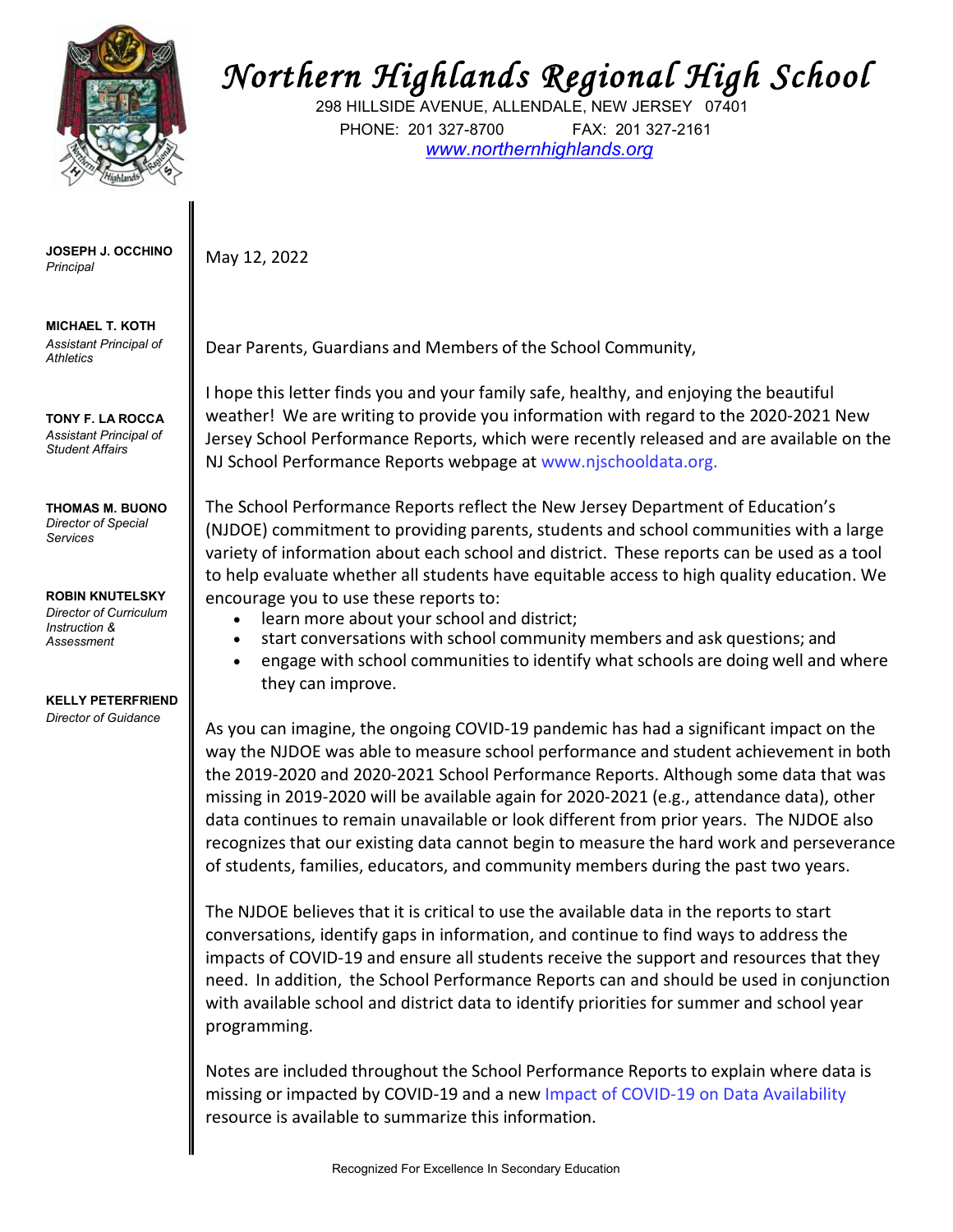# Northern Highlands Regional High School

298 HILLSIDE AVENUE, ALLENDALE, NEW JERSEY 07401
PHONE: 201 327-8700 FAX: 201 327-2161
www.northernhighlands.org

**JOSEPH J. OCCHINO**
*Principal*

**MICHAEL T. KOTH**
*Assistant Principal of Athletics*

**TONY F. LA ROCCA**
*Assistant Principal of Student Affairs*

**THOMAS M. BUONO**
*Director of Special Services*

**ROBIN KNUTELSKY**
*Director of Curriculum Instruction & Assessment*

**KELLY PETERFRIEND**
*Director of Guidance*

May 12, 2022

Dear Parents, Guardians and Members of the School Community,

I hope this letter finds you and your family safe, healthy, and enjoying the beautiful weather! We are writing to provide you information with regard to the 2020-2021 New Jersey School Performance Reports, which were recently released and are available on the NJ School Performance Reports webpage at www.njschooldata.org.

The School Performance Reports reflect the New Jersey Department of Education's (NJDOE) commitment to providing parents, students and school communities with a large variety of information about each school and district. These reports can be used as a tool to help evaluate whether all students have equitable access to high quality education. We encourage you to use these reports to:

- learn more about your school and district;
- start conversations with school community members and ask questions; and
- engage with school communities to identify what schools are doing well and where they can improve.

As you can imagine, the ongoing COVID-19 pandemic has had a significant impact on the way the NJDOE was able to measure school performance and student achievement in both the 2019-2020 and 2020-2021 School Performance Reports. Although some data that was missing in 2019-2020 will be available again for 2020-2021 (e.g., attendance data), other data continues to remain unavailable or look different from prior years. The NJDOE also recognizes that our existing data cannot begin to measure the hard work and perseverance of students, families, educators, and community members during the past two years.

The NJDOE believes that it is critical to use the available data in the reports to start conversations, identify gaps in information, and continue to find ways to address the impacts of COVID-19 and ensure all students receive the support and resources that they need. In addition, the School Performance Reports can and should be used in conjunction with available school and district data to identify priorities for summer and school year programming.

Notes are included throughout the School Performance Reports to explain where data is missing or impacted by COVID-19 and a new Impact of COVID-19 on Data Availability resource is available to summarize this information.

Recognized For Excellence In Secondary Education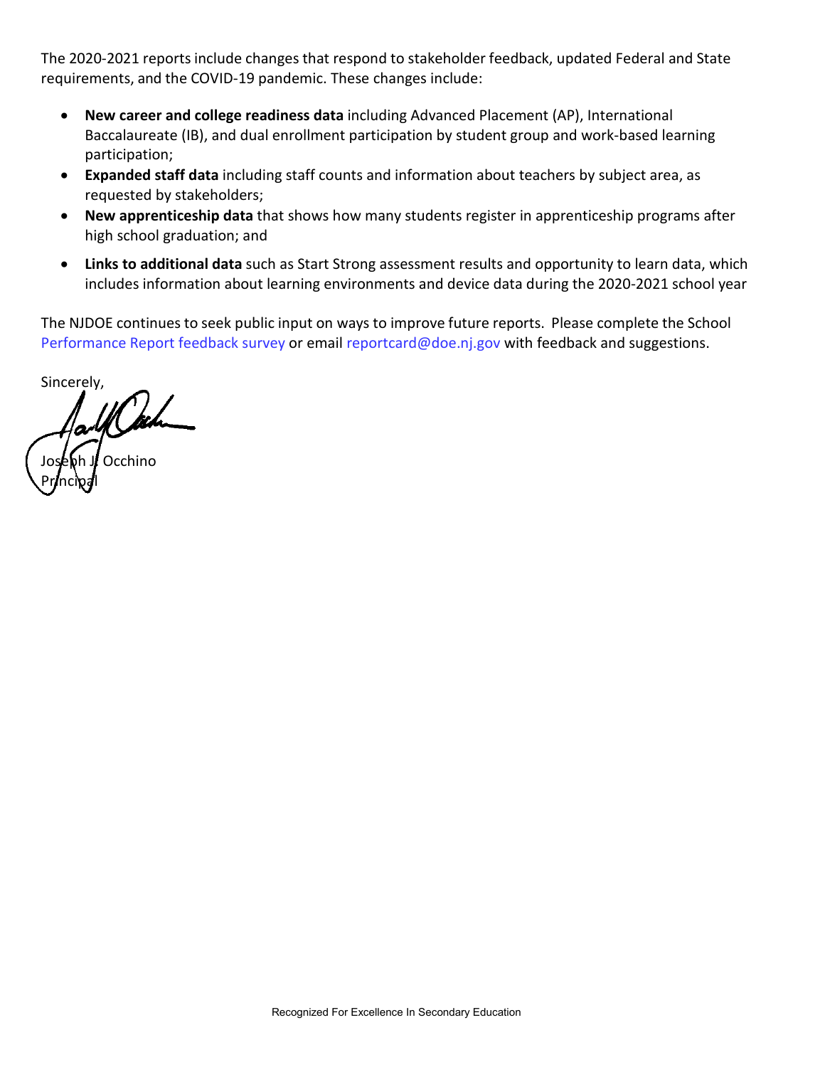The 2020-2021 reports include changes that respond to stakeholder feedback, updated Federal and State requirements, and the COVID-19 pandemic. These changes include:

- **New career and college readiness data** including Advanced Placement (AP), International Baccalaureate (IB), and dual enrollment participation by student group and work-based learning participation;
- **Expanded staff data** including staff counts and information about teachers by subject area, as requested by stakeholders;
- **New apprenticeship data** that shows how many students register in apprenticeship programs after high school graduation; and
- **Links to additional data** such as Start Strong assessment results and opportunity to learn data, which includes information about learning environments and device data during the 2020-2021 school year

The NJDOE continues to seek public input on ways to improve future reports. Please complete the School Performance Report feedback survey or email reportcard@doe.nj.gov with feedback and suggestions.

Sincerely,

Joseph J. Occhino
Principal

Recognized For Excellence In Secondary Education